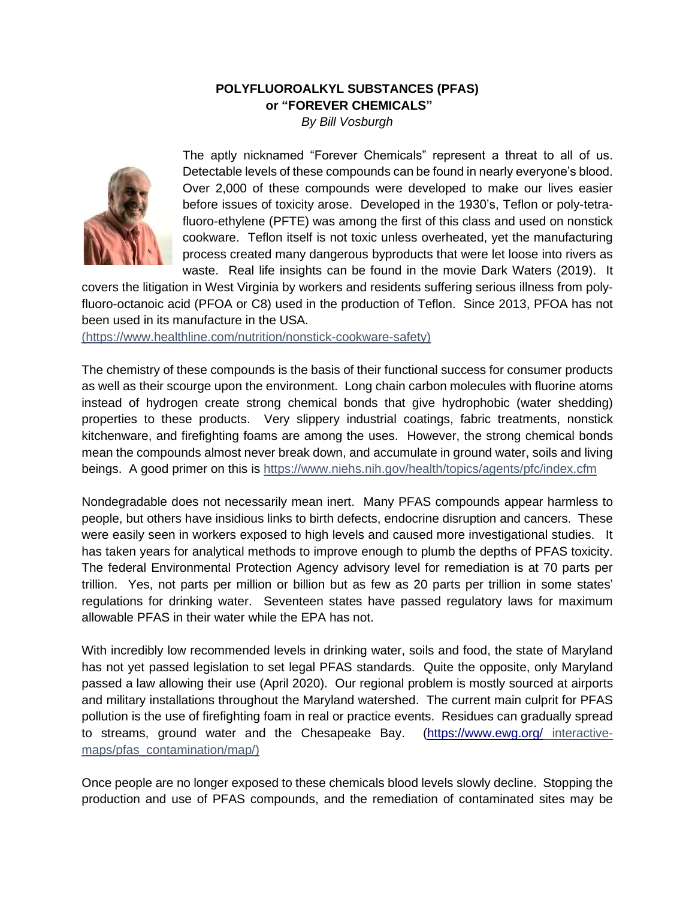**POLYFLUOROALKYL SUBSTANCES (PFAS)**
**or "FOREVER CHEMICALS"**
*By Bill Vosburgh*

The aptly nicknamed "Forever Chemicals" represent a threat to all of us. Detectable levels of these compounds can be found in nearly everyone's blood. Over 2,000 of these compounds were developed to make our lives easier before issues of toxicity arose. Developed in the 1930's, Teflon or poly-tetra-fluoro-ethylene (PFTE) was among the first of this class and used on nonstick cookware. Teflon itself is not toxic unless overheated, yet the manufacturing process created many dangerous byproducts that were let loose into rivers as waste. Real life insights can be found in the movie Dark Waters (2019). It covers the litigation in West Virginia by workers and residents suffering serious illness from poly-fluoro-octanoic acid (PFOA or C8) used in the production of Teflon. Since 2013, PFOA has not been used in its manufacture in the USA.
(https://www.healthline.com/nutrition/nonstick-cookware-safety)

The chemistry of these compounds is the basis of their functional success for consumer products as well as their scourge upon the environment. Long chain carbon molecules with fluorine atoms instead of hydrogen create strong chemical bonds that give hydrophobic (water shedding) properties to these products. Very slippery industrial coatings, fabric treatments, nonstick kitchenware, and firefighting foams are among the uses. However, the strong chemical bonds mean the compounds almost never break down, and accumulate in ground water, soils and living beings. A good primer on this is https://www.niehs.nih.gov/health/topics/agents/pfc/index.cfm

Nondegradable does not necessarily mean inert. Many PFAS compounds appear harmless to people, but others have insidious links to birth defects, endocrine disruption and cancers. These were easily seen in workers exposed to high levels and caused more investigational studies. It has taken years for analytical methods to improve enough to plumb the depths of PFAS toxicity. The federal Environmental Protection Agency advisory level for remediation is at 70 parts per trillion. Yes, not parts per million or billion but as few as 20 parts per trillion in some states' regulations for drinking water. Seventeen states have passed regulatory laws for maximum allowable PFAS in their water while the EPA has not.

With incredibly low recommended levels in drinking water, soils and food, the state of Maryland has not yet passed legislation to set legal PFAS standards. Quite the opposite, only Maryland passed a law allowing their use (April 2020). Our regional problem is mostly sourced at airports and military installations throughout the Maryland watershed. The current main culprit for PFAS pollution is the use of firefighting foam in real or practice events. Residues can gradually spread to streams, ground water and the Chesapeake Bay. (https://www.ewg.org/ interactive-maps/pfas_contamination/map/)

Once people are no longer exposed to these chemicals blood levels slowly decline. Stopping the production and use of PFAS compounds, and the remediation of contaminated sites may be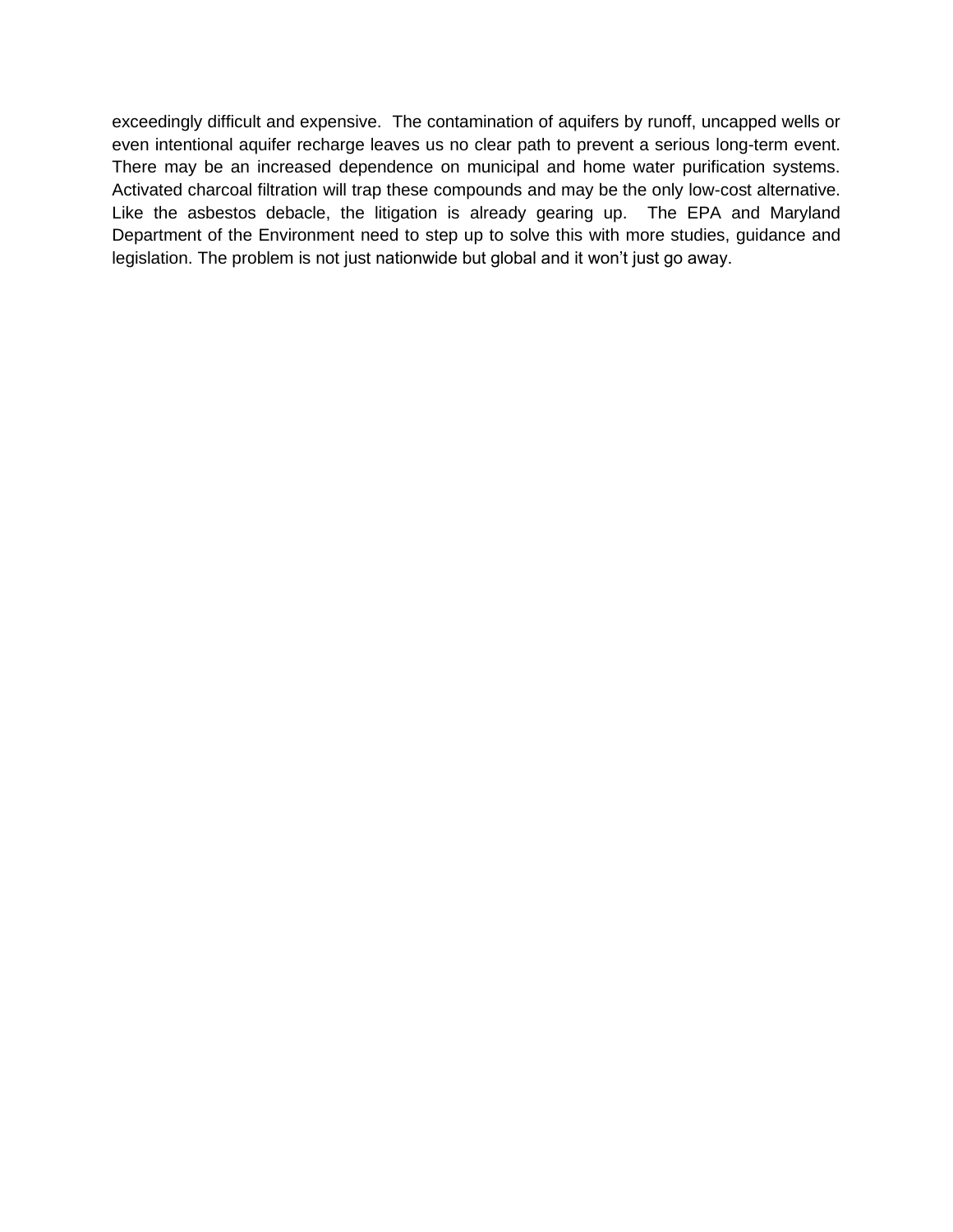exceedingly difficult and expensive. The contamination of aquifers by runoff, uncapped wells or even intentional aquifer recharge leaves us no clear path to prevent a serious long-term event. There may be an increased dependence on municipal and home water purification systems. Activated charcoal filtration will trap these compounds and may be the only low-cost alternative. Like the asbestos debacle, the litigation is already gearing up. The EPA and Maryland Department of the Environment need to step up to solve this with more studies, guidance and legislation. The problem is not just nationwide but global and it won't just go away.